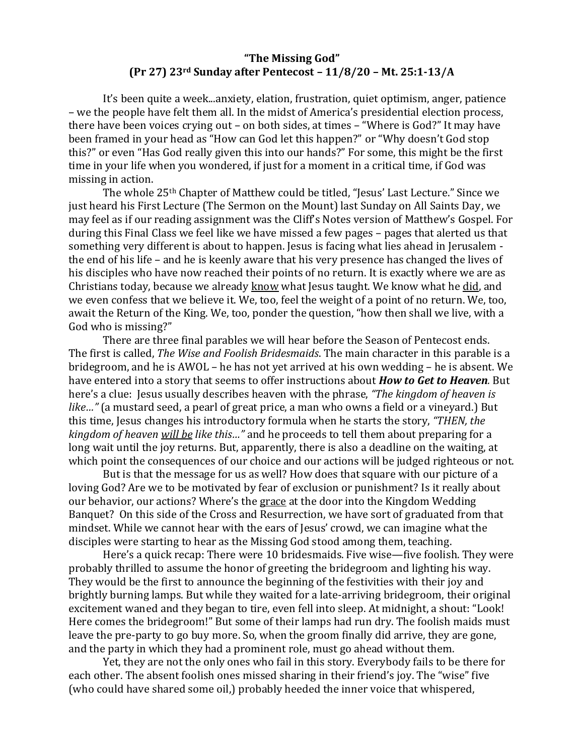# "The Missing God"
## (Pr 27) 23rd Sunday after Pentecost – 11/8/20 – Mt. 25:1-13/A

It's been quite a week...anxiety, elation, frustration, quiet optimism, anger, patience – we the people have felt them all. In the midst of America's presidential election process, there have been voices crying out – on both sides, at times – "Where is God?" It may have been framed in your head as "How can God let this happen?" or "Why doesn't God stop this?" or even "Has God really given this into our hands?" For some, this might be the first time in your life when you wondered, if just for a moment in a critical time, if God was missing in action.

The whole 25th Chapter of Matthew could be titled, "Jesus' Last Lecture." Since we just heard his First Lecture (The Sermon on the Mount) last Sunday on All Saints Day, we may feel as if our reading assignment was the Cliff's Notes version of Matthew's Gospel. For during this Final Class we feel like we have missed a few pages – pages that alerted us that something very different is about to happen. Jesus is facing what lies ahead in Jerusalem - the end of his life – and he is keenly aware that his very presence has changed the lives of his disciples who have now reached their points of no return. It is exactly where we are as Christians today, because we already <u>know</u> what Jesus taught. We know what he <u>did</u>, and we even confess that we believe it. We, too, feel the weight of a point of no return. We, too, await the Return of the King. We, too, ponder the question, "how then shall we live, with a God who is missing?"

There are three final parables we will hear before the Season of Pentecost ends. The first is called, *The Wise and Foolish Bridesmaids*. The main character in this parable is a bridegroom, and he is AWOL – he has not yet arrived at his own wedding – he is absent. We have entered into a story that seems to offer instructions about ***How to Get to Heaven.*** But here's a clue: Jesus usually describes heaven with the phrase, *"The kingdom of heaven is like…"* (a mustard seed, a pearl of great price, a man who owns a field or a vineyard.) But this time, Jesus changes his introductory formula when he starts the story, *"THEN, the kingdom of heaven <u>will be</u> like this…"* and he proceeds to tell them about preparing for a long wait until the joy returns. But, apparently, there is also a deadline on the waiting, at which point the consequences of our choice and our actions will be judged righteous or not.

But is that the message for us as well? How does that square with our picture of a loving God? Are we to be motivated by fear of exclusion or punishment? Is it really about our behavior, our actions? Where's the <u>grace</u> at the door into the Kingdom Wedding Banquet? On this side of the Cross and Resurrection, we have sort of graduated from that mindset. While we cannot hear with the ears of Jesus' crowd, we can imagine what the disciples were starting to hear as the Missing God stood among them, teaching.

Here's a quick recap: There were 10 bridesmaids. Five wise—five foolish. They were probably thrilled to assume the honor of greeting the bridegroom and lighting his way. They would be the first to announce the beginning of the festivities with their joy and brightly burning lamps. But while they waited for a late-arriving bridegroom, their original excitement waned and they began to tire, even fell into sleep. At midnight, a shout: "Look! Here comes the bridegroom!" But some of their lamps had run dry. The foolish maids must leave the pre-party to go buy more. So, when the groom finally did arrive, they are gone, and the party in which they had a prominent role, must go ahead without them.

Yet, they are not the only ones who fail in this story. Everybody fails to be there for each other. The absent foolish ones missed sharing in their friend's joy. The "wise" five (who could have shared some oil,) probably heeded the inner voice that whispered,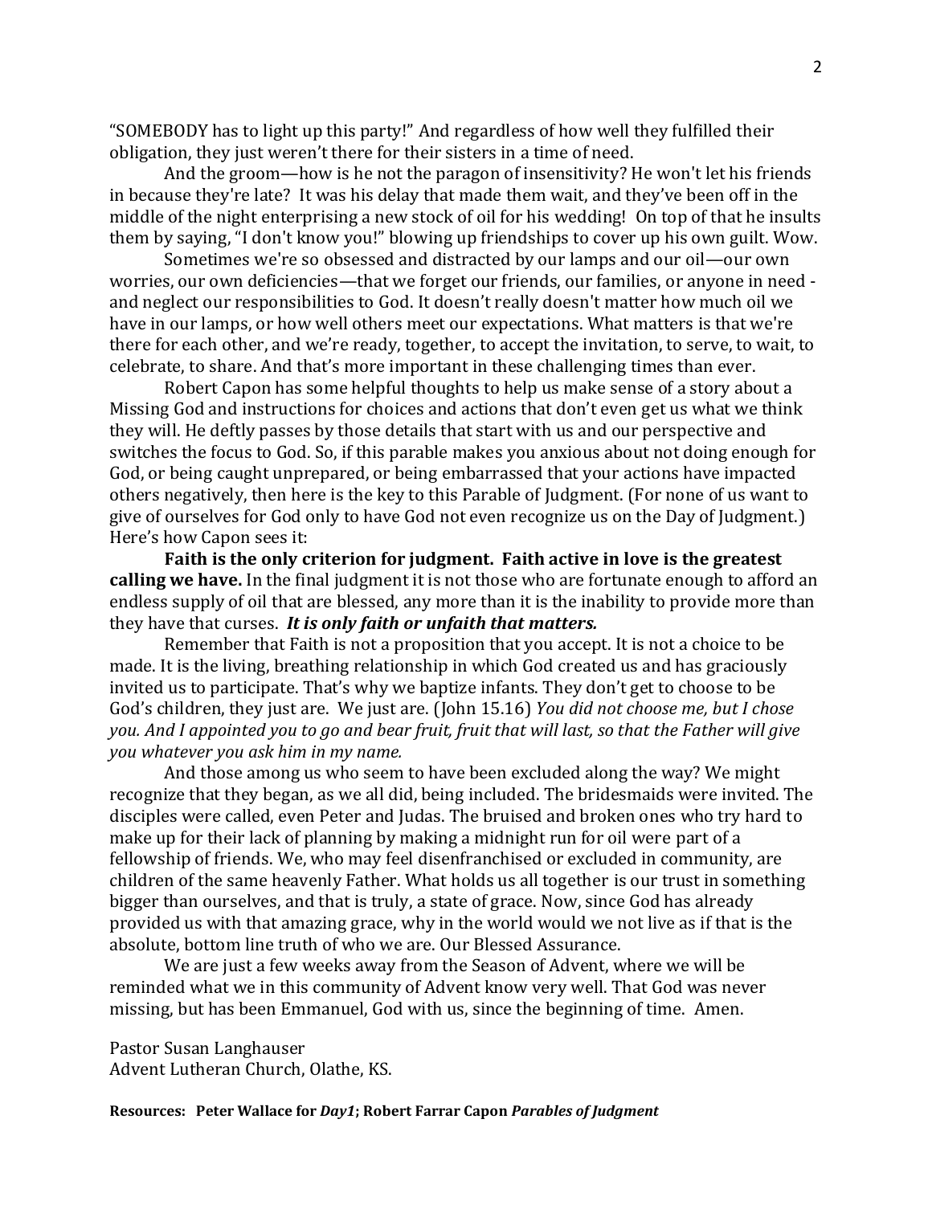"SOMEBODY has to light up this party!" And regardless of how well they fulfilled their obligation, they just weren't there for their sisters in a time of need.

And the groom—how is he not the paragon of insensitivity? He won't let his friends in because they're late? It was his delay that made them wait, and they've been off in the middle of the night enterprising a new stock of oil for his wedding! On top of that he insults them by saying, "I don't know you!" blowing up friendships to cover up his own guilt. Wow.

Sometimes we're so obsessed and distracted by our lamps and our oil—our own worries, our own deficiencies—that we forget our friends, our families, or anyone in need - and neglect our responsibilities to God. It doesn't really doesn't matter how much oil we have in our lamps, or how well others meet our expectations. What matters is that we're there for each other, and we're ready, together, to accept the invitation, to serve, to wait, to celebrate, to share. And that's more important in these challenging times than ever.

Robert Capon has some helpful thoughts to help us make sense of a story about a Missing God and instructions for choices and actions that don't even get us what we think they will. He deftly passes by those details that start with us and our perspective and switches the focus to God. So, if this parable makes you anxious about not doing enough for God, or being caught unprepared, or being embarrassed that your actions have impacted others negatively, then here is the key to this Parable of Judgment. (For none of us want to give of ourselves for God only to have God not even recognize us on the Day of Judgment.) Here's how Capon sees it:

**Faith is the only criterion for judgment. Faith active in love is the greatest calling we have.** In the final judgment it is not those who are fortunate enough to afford an endless supply of oil that are blessed, any more than it is the inability to provide more than they have that curses. ***It is only faith or unfaith that matters.***

Remember that Faith is not a proposition that you accept. It is not a choice to be made. It is the living, breathing relationship in which God created us and has graciously invited us to participate. That's why we baptize infants. They don't get to choose to be God's children, they just are. We just are. (John 15.16) *You did not choose me, but I chose you. And I appointed you to go and bear fruit, fruit that will last, so that the Father will give you whatever you ask him in my name.*

And those among us who seem to have been excluded along the way? We might recognize that they began, as we all did, being included. The bridesmaids were invited. The disciples were called, even Peter and Judas. The bruised and broken ones who try hard to make up for their lack of planning by making a midnight run for oil were part of a fellowship of friends. We, who may feel disenfranchised or excluded in community, are children of the same heavenly Father. What holds us all together is our trust in something bigger than ourselves, and that is truly, a state of grace. Now, since God has already provided us with that amazing grace, why in the world would we not live as if that is the absolute, bottom line truth of who we are. Our Blessed Assurance.

We are just a few weeks away from the Season of Advent, where we will be reminded what we in this community of Advent know very well. That God was never missing, but has been Emmanuel, God with us, since the beginning of time. Amen.

Pastor Susan Langhauser
Advent Lutheran Church, Olathe, KS.

**Resources: Peter Wallace for *Day1*; Robert Farrar Capon *Parables of Judgment***